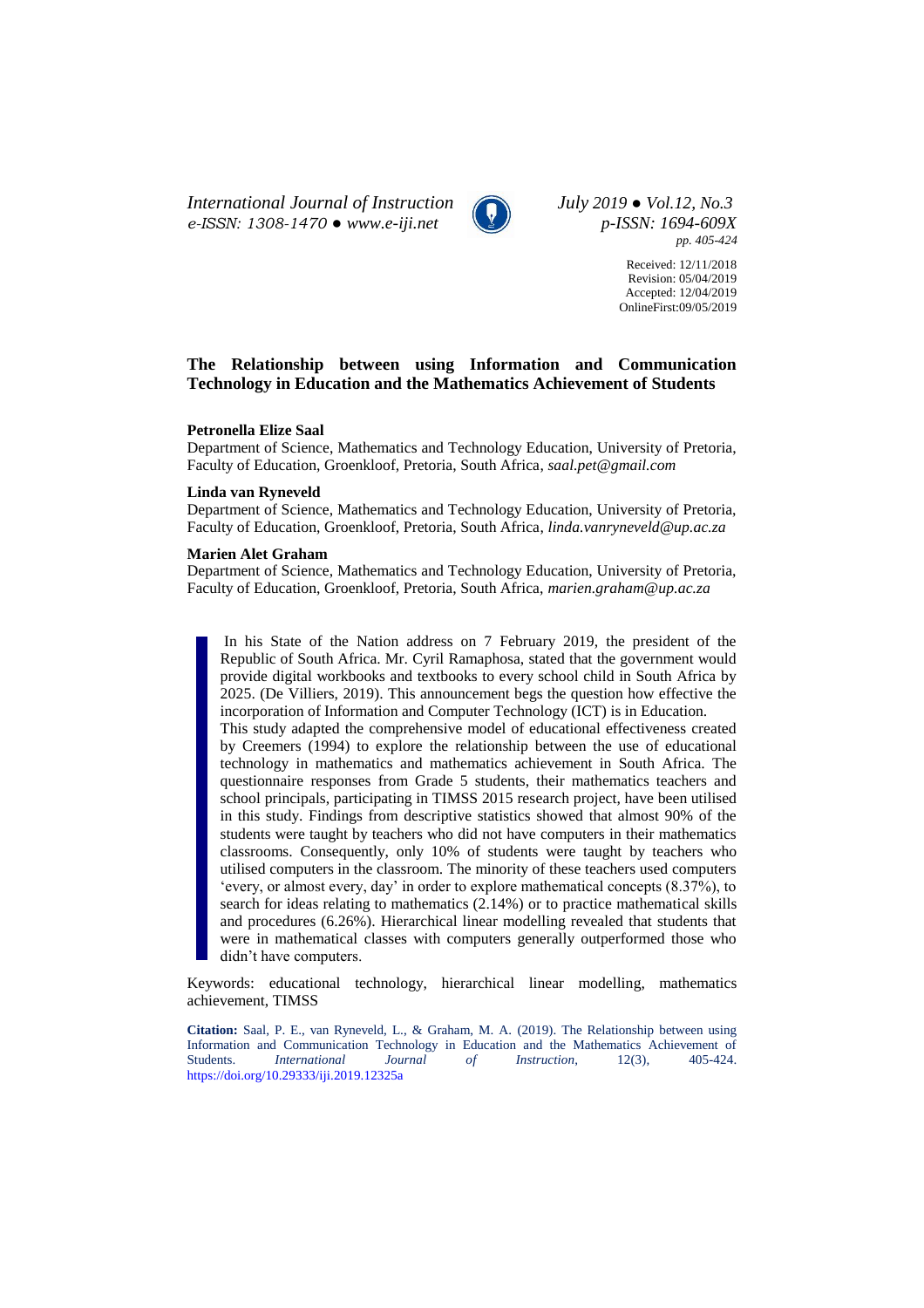*International Journal of Instruction*
*e-ISSN: 1308-1470 ● www.e-iji.net*

*July 2019 ● Vol.12, No.3*
*p-ISSN: 1694-609X*
*pp. 405-424*

Received: 12/11/2018
Revision: 05/04/2019
Accepted: 12/04/2019
OnlineFirst:09/05/2019

# The Relationship between using Information and Communication Technology in Education and the Mathematics Achievement of Students

**Petronella Elize Saal**
Department of Science, Mathematics and Technology Education, University of Pretoria, Faculty of Education, Groenkloof, Pretoria, South Africa, *saal.pet@gmail.com*

**Linda van Ryneveld**
Department of Science, Mathematics and Technology Education, University of Pretoria, Faculty of Education, Groenkloof, Pretoria, South Africa, *linda.vanryneveld@up.ac.za*

**Marien Alet Graham**
Department of Science, Mathematics and Technology Education, University of Pretoria, Faculty of Education, Groenkloof, Pretoria, South Africa, *marien.graham@up.ac.za*

In his State of the Nation address on 7 February 2019, the president of the Republic of South Africa. Mr. Cyril Ramaphosa, stated that the government would provide digital workbooks and textbooks to every school child in South Africa by 2025. (De Villiers, 2019). This announcement begs the question how effective the incorporation of Information and Computer Technology (ICT) is in Education.
This study adapted the comprehensive model of educational effectiveness created by Creemers (1994) to explore the relationship between the use of educational technology in mathematics and mathematics achievement in South Africa. The questionnaire responses from Grade 5 students, their mathematics teachers and school principals, participating in TIMSS 2015 research project, have been utilised in this study. Findings from descriptive statistics showed that almost 90% of the students were taught by teachers who did not have computers in their mathematics classrooms. Consequently, only 10% of students were taught by teachers who utilised computers in the classroom. The minority of these teachers used computers 'every, or almost every, day' in order to explore mathematical concepts (8.37%), to search for ideas relating to mathematics (2.14%) or to practice mathematical skills and procedures (6.26%). Hierarchical linear modelling revealed that students that were in mathematical classes with computers generally outperformed those who didn't have computers.

Keywords: educational technology, hierarchical linear modelling, mathematics achievement, TIMSS

**Citation:** Saal, P. E., van Ryneveld, L., & Graham, M. A. (2019). The Relationship between using Information and Communication Technology in Education and the Mathematics Achievement of Students. *International Journal of Instruction*, 12(3), 405-424. https://doi.org/10.29333/iji.2019.12325a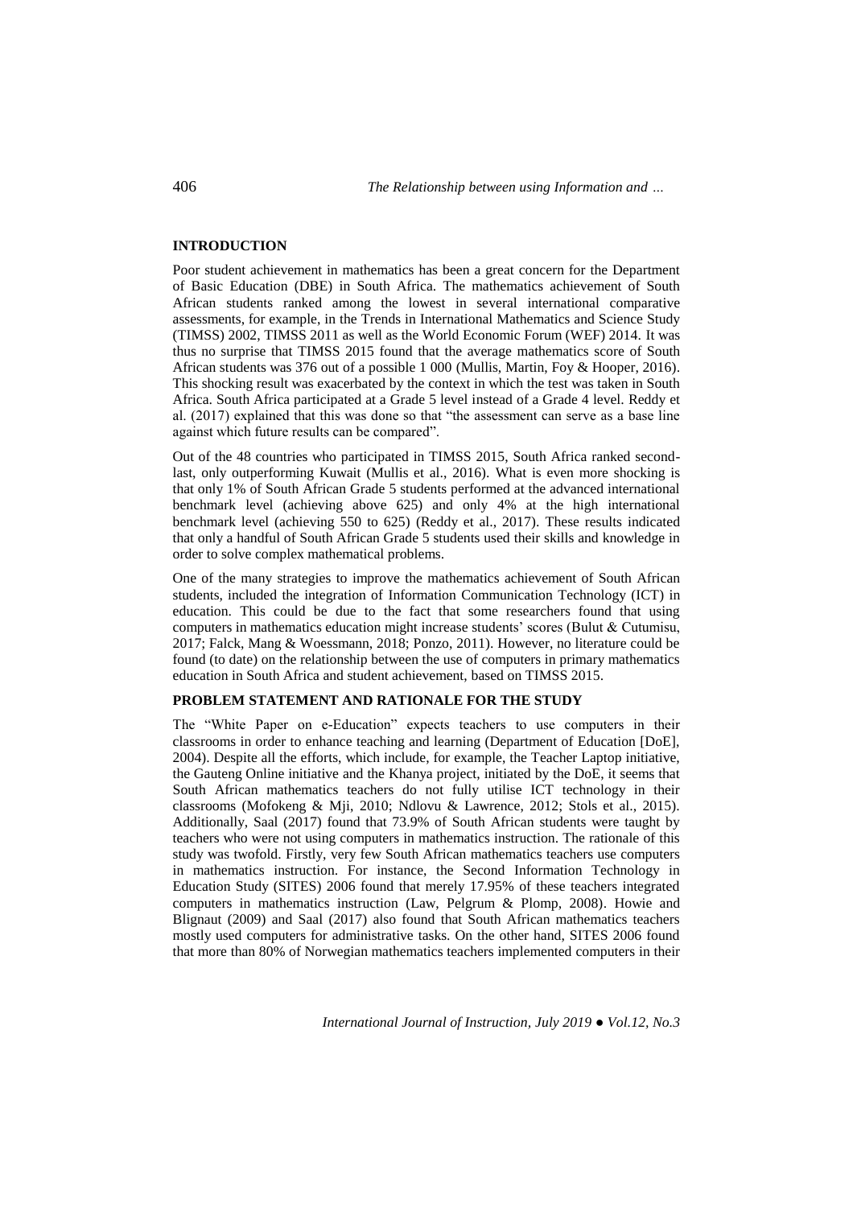## INTRODUCTION

Poor student achievement in mathematics has been a great concern for the Department of Basic Education (DBE) in South Africa. The mathematics achievement of South African students ranked among the lowest in several international comparative assessments, for example, in the Trends in International Mathematics and Science Study (TIMSS) 2002, TIMSS 2011 as well as the World Economic Forum (WEF) 2014. It was thus no surprise that TIMSS 2015 found that the average mathematics score of South African students was 376 out of a possible 1 000 (Mullis, Martin, Foy & Hooper, 2016). This shocking result was exacerbated by the context in which the test was taken in South Africa. South Africa participated at a Grade 5 level instead of a Grade 4 level. Reddy et al. (2017) explained that this was done so that "the assessment can serve as a base line against which future results can be compared".

Out of the 48 countries who participated in TIMSS 2015, South Africa ranked second-last, only outperforming Kuwait (Mullis et al., 2016). What is even more shocking is that only 1% of South African Grade 5 students performed at the advanced international benchmark level (achieving above 625) and only 4% at the high international benchmark level (achieving 550 to 625) (Reddy et al., 2017). These results indicated that only a handful of South African Grade 5 students used their skills and knowledge in order to solve complex mathematical problems.

One of the many strategies to improve the mathematics achievement of South African students, included the integration of Information Communication Technology (ICT) in education. This could be due to the fact that some researchers found that using computers in mathematics education might increase students' scores (Bulut & Cutumisu, 2017; Falck, Mang & Woessmann, 2018; Ponzo, 2011). However, no literature could be found (to date) on the relationship between the use of computers in primary mathematics education in South Africa and student achievement, based on TIMSS 2015.

## PROBLEM STATEMENT AND RATIONALE FOR THE STUDY

The "White Paper on e-Education" expects teachers to use computers in their classrooms in order to enhance teaching and learning (Department of Education [DoE], 2004). Despite all the efforts, which include, for example, the Teacher Laptop initiative, the Gauteng Online initiative and the Khanya project, initiated by the DoE, it seems that South African mathematics teachers do not fully utilise ICT technology in their classrooms (Mofokeng & Mji, 2010; Ndlovu & Lawrence, 2012; Stols et al., 2015). Additionally, Saal (2017) found that 73.9% of South African students were taught by teachers who were not using computers in mathematics instruction. The rationale of this study was twofold. Firstly, very few South African mathematics teachers use computers in mathematics instruction. For instance, the Second Information Technology in Education Study (SITES) 2006 found that merely 17.95% of these teachers integrated computers in mathematics instruction (Law, Pelgrum & Plomp, 2008). Howie and Blignaut (2009) and Saal (2017) also found that South African mathematics teachers mostly used computers for administrative tasks. On the other hand, SITES 2006 found that more than 80% of Norwegian mathematics teachers implemented computers in their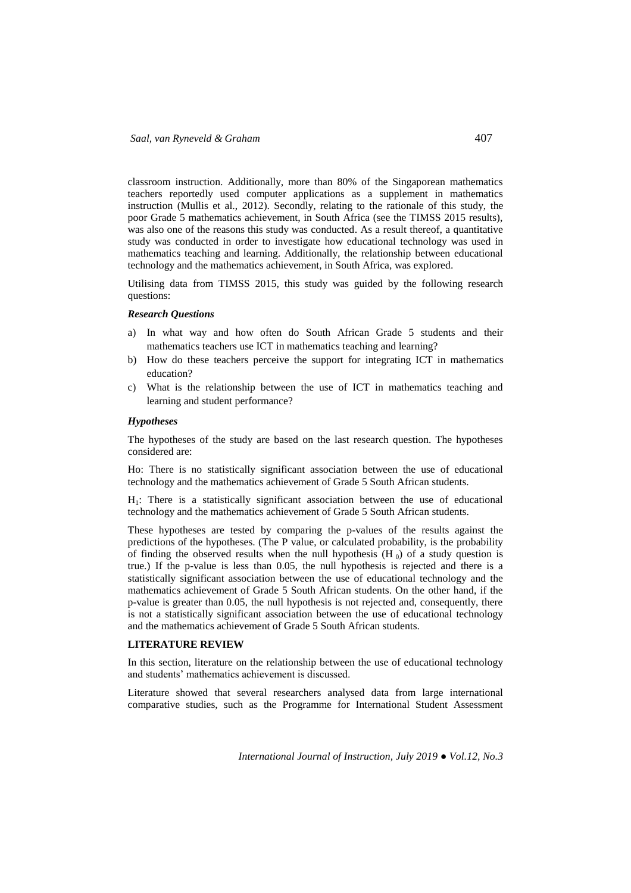classroom instruction. Additionally, more than 80% of the Singaporean mathematics teachers reportedly used computer applications as a supplement in mathematics instruction (Mullis et al., 2012). Secondly, relating to the rationale of this study, the poor Grade 5 mathematics achievement, in South Africa (see the TIMSS 2015 results), was also one of the reasons this study was conducted. As a result thereof, a quantitative study was conducted in order to investigate how educational technology was used in mathematics teaching and learning. Additionally, the relationship between educational technology and the mathematics achievement, in South Africa, was explored.

Utilising data from TIMSS 2015, this study was guided by the following research questions:

### *Research Questions*

a) In what way and how often do South African Grade 5 students and their mathematics teachers use ICT in mathematics teaching and learning?

b) How do these teachers perceive the support for integrating ICT in mathematics education?

c) What is the relationship between the use of ICT in mathematics teaching and learning and student performance?

### *Hypotheses*

The hypotheses of the study are based on the last research question. The hypotheses considered are:

Ho: There is no statistically significant association between the use of educational technology and the mathematics achievement of Grade 5 South African students.

$H_1$: There is a statistically significant association between the use of educational technology and the mathematics achievement of Grade 5 South African students.

These hypotheses are tested by comparing the p-values of the results against the predictions of the hypotheses. (The P value, or calculated probability, is the probability of finding the observed results when the null hypothesis ($H_0$) of a study question is true.) If the p-value is less than 0.05, the null hypothesis is rejected and there is a statistically significant association between the use of educational technology and the mathematics achievement of Grade 5 South African students. On the other hand, if the p-value is greater than 0.05, the null hypothesis is not rejected and, consequently, there is not a statistically significant association between the use of educational technology and the mathematics achievement of Grade 5 South African students.

## LITERATURE REVIEW

In this section, literature on the relationship between the use of educational technology and students' mathematics achievement is discussed.

Literature showed that several researchers analysed data from large international comparative studies, such as the Programme for International Student Assessment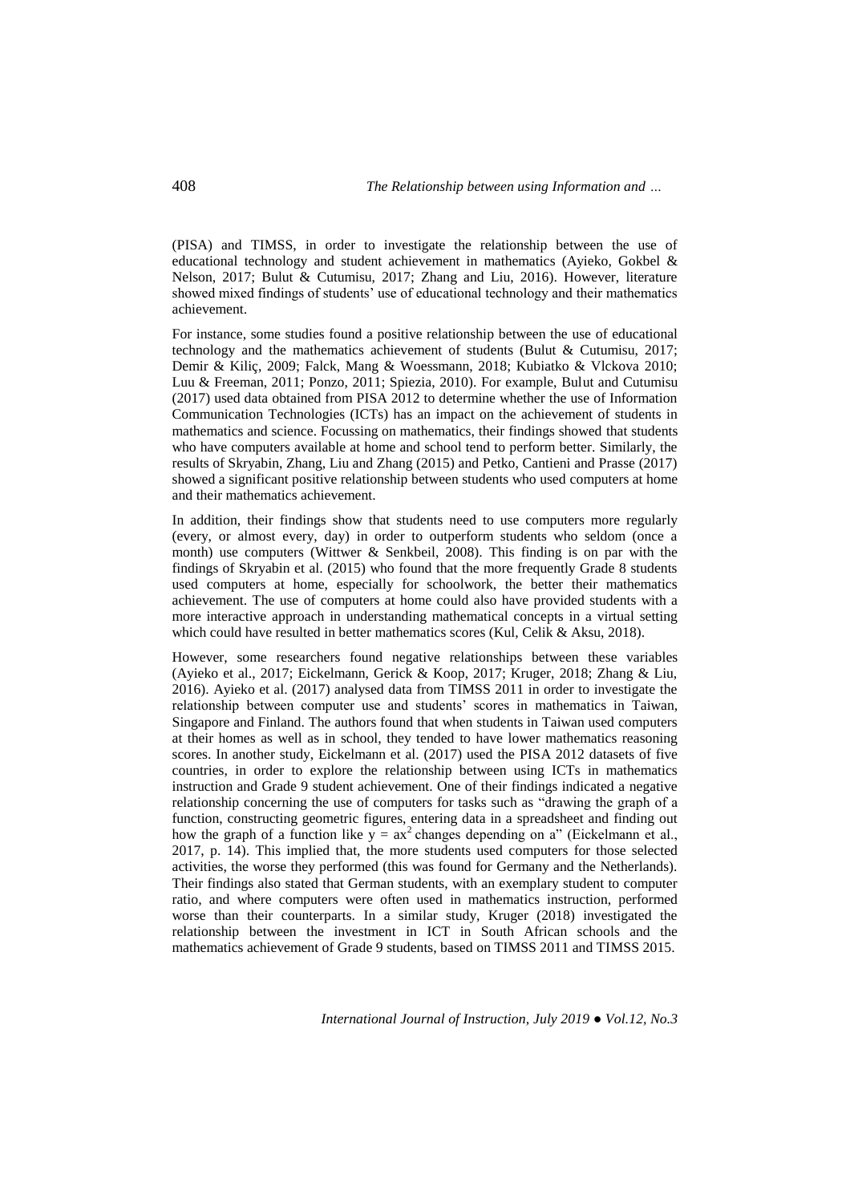(PISA) and TIMSS, in order to investigate the relationship between the use of educational technology and student achievement in mathematics (Ayieko, Gokbel & Nelson, 2017; Bulut & Cutumisu, 2017; Zhang and Liu, 2016). However, literature showed mixed findings of students' use of educational technology and their mathematics achievement.

For instance, some studies found a positive relationship between the use of educational technology and the mathematics achievement of students (Bulut & Cutumisu, 2017; Demir & Kiliç, 2009; Falck, Mang & Woessmann, 2018; Kubiatko & Vlckova 2010; Luu & Freeman, 2011; Ponzo, 2011; Spiezia, 2010). For example, Bulut and Cutumisu (2017) used data obtained from PISA 2012 to determine whether the use of Information Communication Technologies (ICTs) has an impact on the achievement of students in mathematics and science. Focussing on mathematics, their findings showed that students who have computers available at home and school tend to perform better. Similarly, the results of Skryabin, Zhang, Liu and Zhang (2015) and Petko, Cantieni and Prasse (2017) showed a significant positive relationship between students who used computers at home and their mathematics achievement.

In addition, their findings show that students need to use computers more regularly (every, or almost every, day) in order to outperform students who seldom (once a month) use computers (Wittwer & Senkbeil, 2008). This finding is on par with the findings of Skryabin et al. (2015) who found that the more frequently Grade 8 students used computers at home, especially for schoolwork, the better their mathematics achievement. The use of computers at home could also have provided students with a more interactive approach in understanding mathematical concepts in a virtual setting which could have resulted in better mathematics scores (Kul, Celik & Aksu, 2018).

However, some researchers found negative relationships between these variables (Ayieko et al., 2017; Eickelmann, Gerick & Koop, 2017; Kruger, 2018; Zhang & Liu, 2016). Ayieko et al. (2017) analysed data from TIMSS 2011 in order to investigate the relationship between computer use and students' scores in mathematics in Taiwan, Singapore and Finland. The authors found that when students in Taiwan used computers at their homes as well as in school, they tended to have lower mathematics reasoning scores. In another study, Eickelmann et al. (2017) used the PISA 2012 datasets of five countries, in order to explore the relationship between using ICTs in mathematics instruction and Grade 9 student achievement. One of their findings indicated a negative relationship concerning the use of computers for tasks such as "drawing the graph of a function, constructing geometric figures, entering data in a spreadsheet and finding out how the graph of a function like $y = ax^2$ changes depending on a" (Eickelmann et al., 2017, p. 14). This implied that, the more students used computers for those selected activities, the worse they performed (this was found for Germany and the Netherlands). Their findings also stated that German students, with an exemplary student to computer ratio, and where computers were often used in mathematics instruction, performed worse than their counterparts. In a similar study, Kruger (2018) investigated the relationship between the investment in ICT in South African schools and the mathematics achievement of Grade 9 students, based on TIMSS 2011 and TIMSS 2015.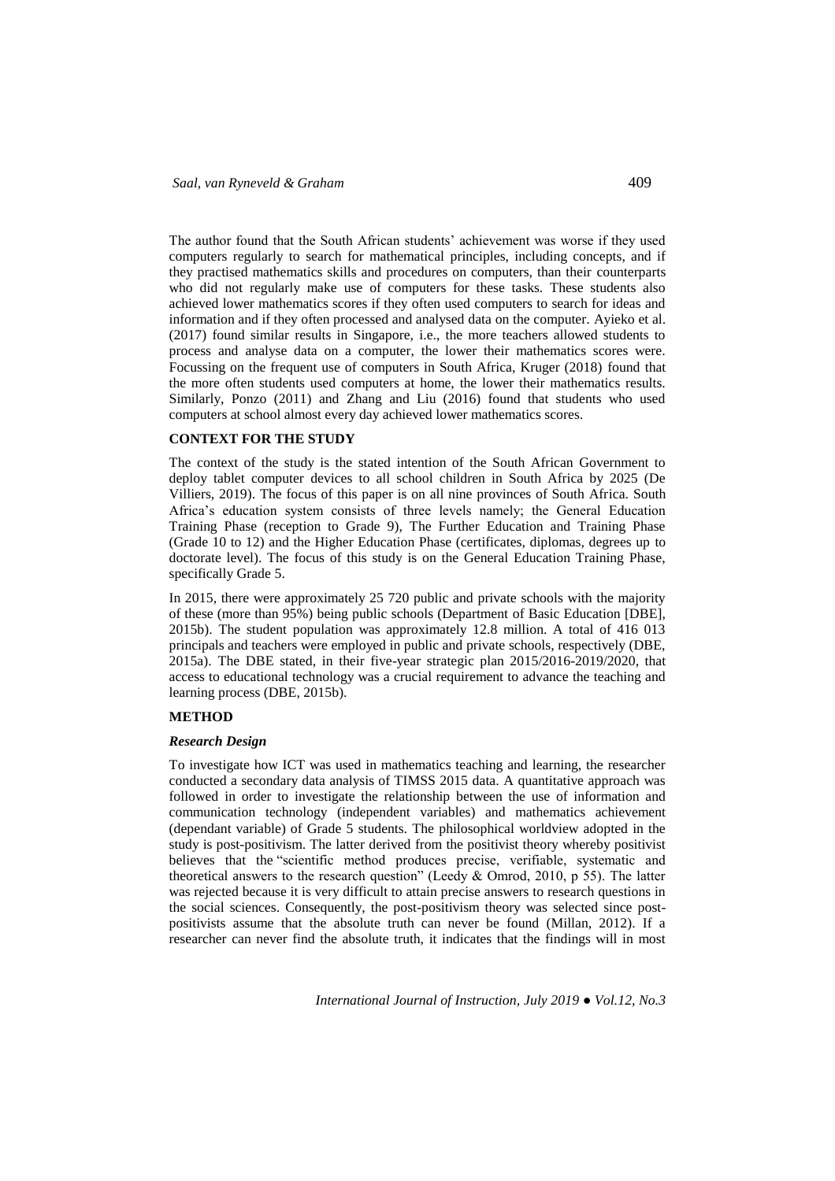The author found that the South African students' achievement was worse if they used computers regularly to search for mathematical principles, including concepts, and if they practised mathematics skills and procedures on computers, than their counterparts who did not regularly make use of computers for these tasks. These students also achieved lower mathematics scores if they often used computers to search for ideas and information and if they often processed and analysed data on the computer. Ayieko et al. (2017) found similar results in Singapore, i.e., the more teachers allowed students to process and analyse data on a computer, the lower their mathematics scores were. Focussing on the frequent use of computers in South Africa, Kruger (2018) found that the more often students used computers at home, the lower their mathematics results. Similarly, Ponzo (2011) and Zhang and Liu (2016) found that students who used computers at school almost every day achieved lower mathematics scores.

## CONTEXT FOR THE STUDY

The context of the study is the stated intention of the South African Government to deploy tablet computer devices to all school children in South Africa by 2025 (De Villiers, 2019). The focus of this paper is on all nine provinces of South Africa. South Africa's education system consists of three levels namely; the General Education Training Phase (reception to Grade 9), The Further Education and Training Phase (Grade 10 to 12) and the Higher Education Phase (certificates, diplomas, degrees up to doctorate level). The focus of this study is on the General Education Training Phase, specifically Grade 5.

In 2015, there were approximately 25 720 public and private schools with the majority of these (more than 95%) being public schools (Department of Basic Education [DBE], 2015b). The student population was approximately 12.8 million. A total of 416 013 principals and teachers were employed in public and private schools, respectively (DBE, 2015a). The DBE stated, in their five-year strategic plan 2015/2016-2019/2020, that access to educational technology was a crucial requirement to advance the teaching and learning process (DBE, 2015b).

## METHOD

### *Research Design*

To investigate how ICT was used in mathematics teaching and learning, the researcher conducted a secondary data analysis of TIMSS 2015 data. A quantitative approach was followed in order to investigate the relationship between the use of information and communication technology (independent variables) and mathematics achievement (dependant variable) of Grade 5 students. The philosophical worldview adopted in the study is post-positivism. The latter derived from the positivist theory whereby positivist believes that the "scientific method produces precise, verifiable, systematic and theoretical answers to the research question" (Leedy & Omrod, 2010, p 55). The latter was rejected because it is very difficult to attain precise answers to research questions in the social sciences. Consequently, the post-positivism theory was selected since post-positivists assume that the absolute truth can never be found (Millan, 2012). If a researcher can never find the absolute truth, it indicates that the findings will in most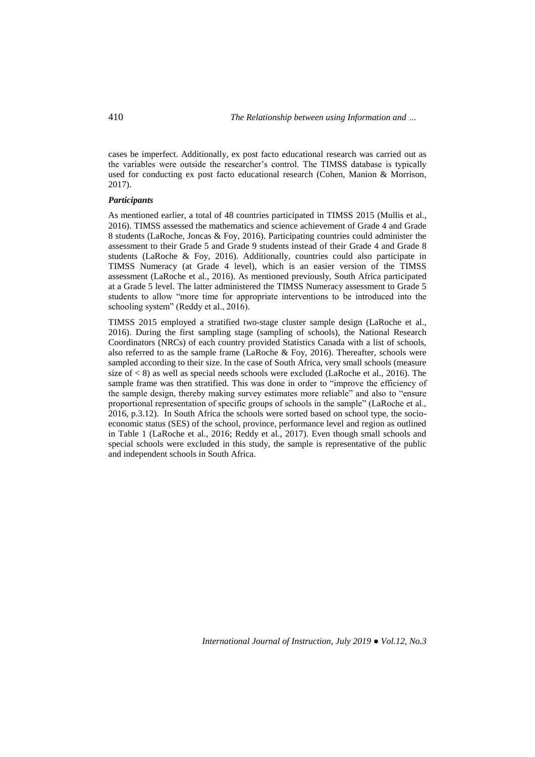cases be imperfect. Additionally, ex post facto educational research was carried out as the variables were outside the researcher's control. The TIMSS database is typically used for conducting ex post facto educational research (Cohen, Manion & Morrison, 2017).

***Participants***

As mentioned earlier, a total of 48 countries participated in TIMSS 2015 (Mullis et al., 2016). TIMSS assessed the mathematics and science achievement of Grade 4 and Grade 8 students (LaRoche, Joncas & Foy, 2016). Participating countries could administer the assessment to their Grade 5 and Grade 9 students instead of their Grade 4 and Grade 8 students (LaRoche & Foy, 2016). Additionally, countries could also participate in TIMSS Numeracy (at Grade 4 level), which is an easier version of the TIMSS assessment (LaRoche et al., 2016). As mentioned previously, South Africa participated at a Grade 5 level. The latter administered the TIMSS Numeracy assessment to Grade 5 students to allow "more time for appropriate interventions to be introduced into the schooling system" (Reddy et al., 2016).

TIMSS 2015 employed a stratified two-stage cluster sample design (LaRoche et al., 2016). During the first sampling stage (sampling of schools), the National Research Coordinators (NRCs) of each country provided Statistics Canada with a list of schools, also referred to as the sample frame (LaRoche & Foy, 2016). Thereafter, schools were sampled according to their size. In the case of South Africa, very small schools (measure size of < 8) as well as special needs schools were excluded (LaRoche et al., 2016). The sample frame was then stratified. This was done in order to "improve the efficiency of the sample design, thereby making survey estimates more reliable" and also to "ensure proportional representation of specific groups of schools in the sample" (LaRoche et al., 2016, p.3.12). In South Africa the schools were sorted based on school type, the socio-economic status (SES) of the school, province, performance level and region as outlined in Table 1 (LaRoche et al., 2016; Reddy et al., 2017). Even though small schools and special schools were excluded in this study, the sample is representative of the public and independent schools in South Africa.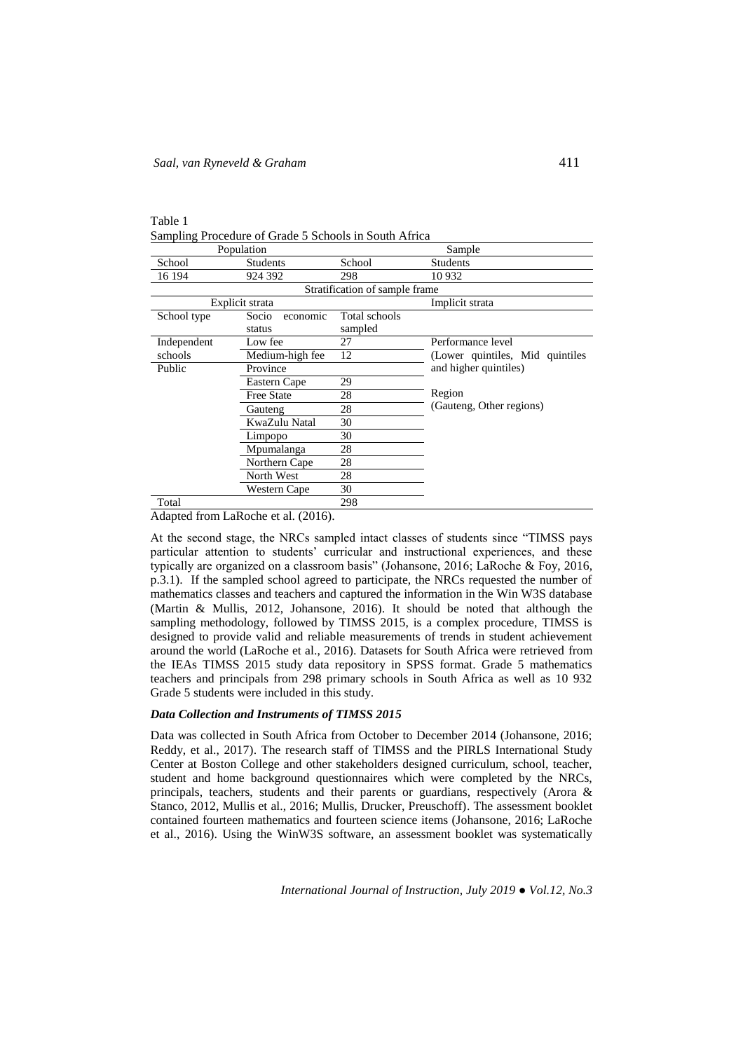Table 1

Sampling Procedure of Grade 5 Schools in South Africa

| Population | | Sample | |
|---|---|---|---|
| School | Students | School | Students |
| 16 194 | 924 392 | 298 | 10 932 |
| Stratification of sample frame | | | |
| Explicit strata | | | Implicit strata |
| School type | Socio economic status | Total schools sampled | |
| Independent schools | Low fee | 27 | Performance level (Lower quintiles, Mid quintiles and higher quintiles) |
| | Medium-high fee | 12 | |
| Public | Province | | |
| | Eastern Cape | 29 | |
| | Free State | 28 | Region (Gauteng, Other regions) |
| | Gauteng | 28 | |
| | KwaZulu Natal | 30 | |
| | Limpopo | 30 | |
| | Mpumalanga | 28 | |
| | Northern Cape | 28 | |
| | North West | 28 | |
| | Western Cape | 30 | |
| Total | | 298 | |

Adapted from LaRoche et al. (2016).

At the second stage, the NRCs sampled intact classes of students since "TIMSS pays particular attention to students' curricular and instructional experiences, and these typically are organized on a classroom basis" (Johansone, 2016; LaRoche & Foy, 2016, p.3.1). If the sampled school agreed to participate, the NRCs requested the number of mathematics classes and teachers and captured the information in the Win W3S database (Martin & Mullis, 2012, Johansone, 2016). It should be noted that although the sampling methodology, followed by TIMSS 2015, is a complex procedure, TIMSS is designed to provide valid and reliable measurements of trends in student achievement around the world (LaRoche et al., 2016). Datasets for South Africa were retrieved from the IEAs TIMSS 2015 study data repository in SPSS format. Grade 5 mathematics teachers and principals from 298 primary schools in South Africa as well as 10 932 Grade 5 students were included in this study.

### *Data Collection and Instruments of TIMSS 2015*

Data was collected in South Africa from October to December 2014 (Johansone, 2016; Reddy, et al., 2017). The research staff of TIMSS and the PIRLS International Study Center at Boston College and other stakeholders designed curriculum, school, teacher, student and home background questionnaires which were completed by the NRCs, principals, teachers, students and their parents or guardians, respectively (Arora & Stanco, 2012, Mullis et al., 2016; Mullis, Drucker, Preuschoff). The assessment booklet contained fourteen mathematics and fourteen science items (Johansone, 2016; LaRoche et al., 2016). Using the WinW3S software, an assessment booklet was systematically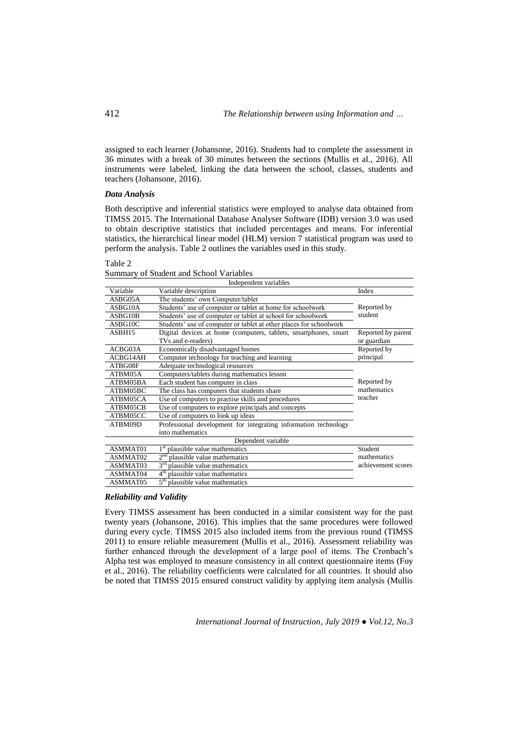assigned to each learner (Johansone, 2016). Students had to complete the assessment in 36 minutes with a break of 30 minutes between the sections (Mullis et al., 2016). All instruments were labeled, linking the data between the school, classes, students and teachers (Johansone, 2016).

### *Data Analysis*

Both descriptive and inferential statistics were employed to analyse data obtained from TIMSS 2015. The International Database Analyser Software (IDB) version 3.0 was used to obtain descriptive statistics that included percentages and means. For inferential statistics, the hierarchical linear model (HLM) version 7 statistical program was used to perform the analysis. Table 2 outlines the variables used in this study.

Table 2
Summary of Student and School Variables

| Independent variables | | |
|---|---|---|
| Variable | Variable description | Index |
| ASBG05A | The students' own Computer/tablet | Reported by student |
| ASBG10A | Students' use of computer or tablet at home for schoolwork | |
| ASBG10B | Students' use of computer or tablet at school for schoolwork | |
| ASBG10C | Students' use of computer or tablet at other places for schoolwork | |
| ASBH15 | Digital devices at home (computers, tablets, smartphones, smart TVs and e-readers) | Reported by parent or guardian |
| ACBG03A | Economically disadvantaged homes | Reported by principal |
| ACBG14AH | Computer technology for teaching and learning | |
| ATBG08F | Adequate technological resources | Reported by mathematics teacher |
| ATBM05A | Computers/tablets during mathematics lesson | |
| ATBM05BA | Each student has computer in class | |
| ATBM05BC | The class has computers that students share | |
| ATBM05CA | Use of computers to practise skills and procedures | |
| ATBM05CB | Use of computers to explore principals and concepts | |
| ATBM05CC | Use of computers to look up ideas | |
| ATBM09D | Professional development for integrating information technology into mathematics | |
| Dependent variable | | |
| ASMMAT01 | 1st plausible value mathematics | Student mathematics achievement scores |
| ASMMAT02 | 2nd plausible value mathematics | |
| ASMMAT03 | 3rd plausible value mathematics | |
| ASMMAT04 | 4th plausible value mathematics | |
| ASMMAT05 | 5th plausible value mathematics | |

### *Reliability and Validity*

Every TIMSS assessment has been conducted in a similar consistent way for the past twenty years (Johansone, 2016). This implies that the same procedures were followed during every cycle. TIMSS 2015 also included items from the previous round (TIMSS 2011) to ensure reliable measurement (Mullis et al., 2016). Assessment reliability was further enhanced through the development of a large pool of items. The Cronbach's Alpha test was employed to measure consistency in all context questionnaire items (Foy et al., 2016). The reliability coefficients were calculated for all countries. It should also be noted that TIMSS 2015 ensured construct validity by applying item analysis (Mullis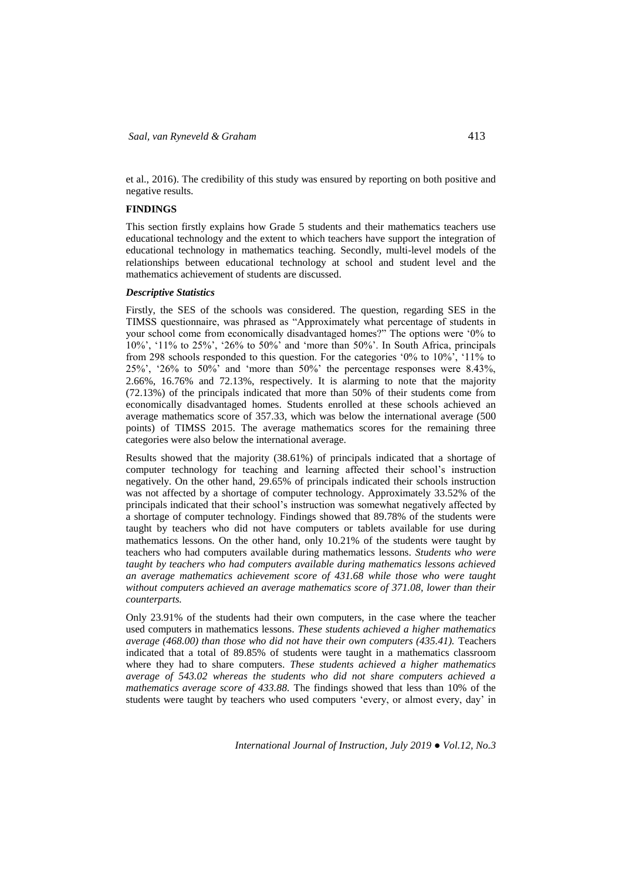et al., 2016). The credibility of this study was ensured by reporting on both positive and negative results.

## FINDINGS

This section firstly explains how Grade 5 students and their mathematics teachers use educational technology and the extent to which teachers have support the integration of educational technology in mathematics teaching. Secondly, multi-level models of the relationships between educational technology at school and student level and the mathematics achievement of students are discussed.

### *Descriptive Statistics*

Firstly, the SES of the schools was considered. The question, regarding SES in the TIMSS questionnaire, was phrased as "Approximately what percentage of students in your school come from economically disadvantaged homes?" The options were '0% to 10%', '11% to 25%', '26% to 50%' and 'more than 50%'. In South Africa, principals from 298 schools responded to this question. For the categories '0% to 10%', '11% to 25%', '26% to 50%' and 'more than 50%' the percentage responses were 8.43%, 2.66%, 16.76% and 72.13%, respectively. It is alarming to note that the majority (72.13%) of the principals indicated that more than 50% of their students come from economically disadvantaged homes. Students enrolled at these schools achieved an average mathematics score of 357.33, which was below the international average (500 points) of TIMSS 2015. The average mathematics scores for the remaining three categories were also below the international average.

Results showed that the majority (38.61%) of principals indicated that a shortage of computer technology for teaching and learning affected their school's instruction negatively. On the other hand, 29.65% of principals indicated their schools instruction was not affected by a shortage of computer technology. Approximately 33.52% of the principals indicated that their school's instruction was somewhat negatively affected by a shortage of computer technology. Findings showed that 89.78% of the students were taught by teachers who did not have computers or tablets available for use during mathematics lessons. On the other hand, only 10.21% of the students were taught by teachers who had computers available during mathematics lessons. *Students who were taught by teachers who had computers available during mathematics lessons achieved an average mathematics achievement score of 431.68 while those who were taught without computers achieved an average mathematics score of 371.08, lower than their counterparts.*

Only 23.91% of the students had their own computers, in the case where the teacher used computers in mathematics lessons. *These students achieved a higher mathematics average (468.00) than those who did not have their own computers (435.41).* Teachers indicated that a total of 89.85% of students were taught in a mathematics classroom where they had to share computers. *These students achieved a higher mathematics average of 543.02 whereas the students who did not share computers achieved a mathematics average score of 433.88.* The findings showed that less than 10% of the students were taught by teachers who used computers 'every, or almost every, day' in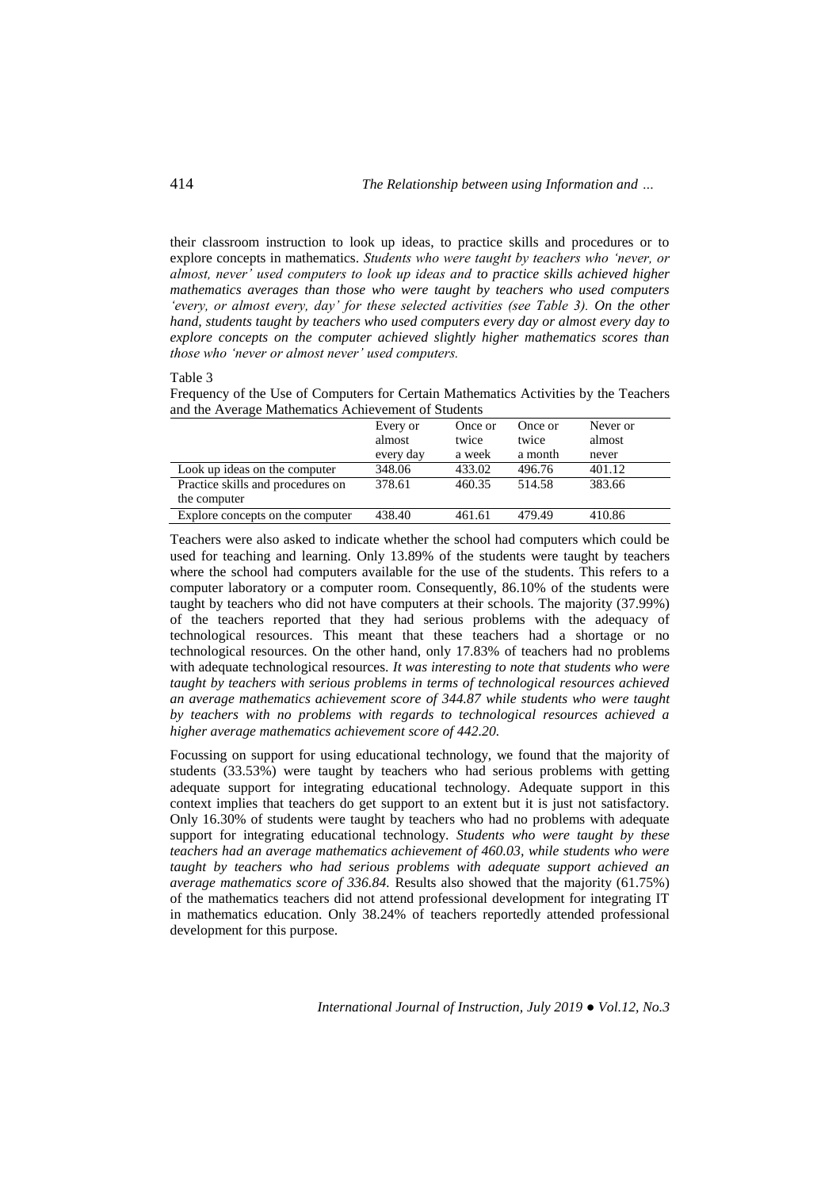their classroom instruction to look up ideas, to practice skills and procedures or to explore concepts in mathematics. *Students who were taught by teachers who 'never, or almost, never' used computers to look up ideas and to practice skills achieved higher mathematics averages than those who were taught by teachers who used computers 'every, or almost every, day' for these selected activities (see Table 3). On the other hand, students taught by teachers who used computers every day or almost every day to explore concepts on the computer achieved slightly higher mathematics scores than those who 'never or almost never' used computers.*

Table 3

Frequency of the Use of Computers for Certain Mathematics Activities by the Teachers and the Average Mathematics Achievement of Students

| | Every or almost every day | Once or twice a week | Once or twice a month | Never or almost never |
|---|---|---|---|---|
| Look up ideas on the computer | 348.06 | 433.02 | 496.76 | 401.12 |
| Practice skills and procedures on the computer | 378.61 | 460.35 | 514.58 | 383.66 |
| Explore concepts on the computer | 438.40 | 461.61 | 479.49 | 410.86 |

Teachers were also asked to indicate whether the school had computers which could be used for teaching and learning. Only 13.89% of the students were taught by teachers where the school had computers available for the use of the students. This refers to a computer laboratory or a computer room. Consequently, 86.10% of the students were taught by teachers who did not have computers at their schools. The majority (37.99%) of the teachers reported that they had serious problems with the adequacy of technological resources. This meant that these teachers had a shortage or no technological resources. On the other hand, only 17.83% of teachers had no problems with adequate technological resources. *It was interesting to note that students who were taught by teachers with serious problems in terms of technological resources achieved an average mathematics achievement score of 344.87 while students who were taught by teachers with no problems with regards to technological resources achieved a higher average mathematics achievement score of 442.20.*

Focussing on support for using educational technology, we found that the majority of students (33.53%) were taught by teachers who had serious problems with getting adequate support for integrating educational technology. Adequate support in this context implies that teachers do get support to an extent but it is just not satisfactory. Only 16.30% of students were taught by teachers who had no problems with adequate support for integrating educational technology. *Students who were taught by these teachers had an average mathematics achievement of 460.03, while students who were taught by teachers who had serious problems with adequate support achieved an average mathematics score of 336.84.* Results also showed that the majority (61.75%) of the mathematics teachers did not attend professional development for integrating IT in mathematics education. Only 38.24% of teachers reportedly attended professional development for this purpose.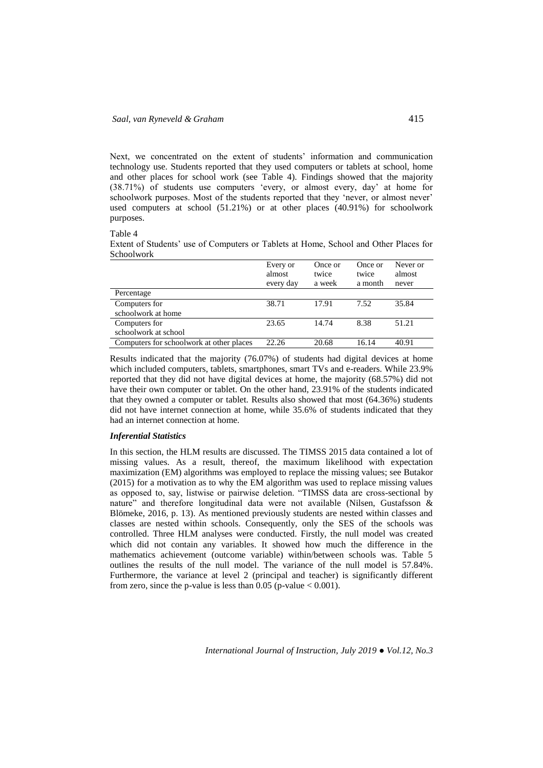Next, we concentrated on the extent of students' information and communication technology use. Students reported that they used computers or tablets at school, home and other places for school work (see Table 4). Findings showed that the majority (38.71%) of students use computers 'every, or almost every, day' at home for schoolwork purposes. Most of the students reported that they 'never, or almost never' used computers at school (51.21%) or at other places (40.91%) for schoolwork purposes.

Table 4

Extent of Students' use of Computers or Tablets at Home, School and Other Places for Schoolwork

| | Every or almost every day | Once or twice a week | Once or twice a month | Never or almost never |
|---|---|---|---|---|
| Percentage | | | | |
| Computers for schoolwork at home | 38.71 | 17.91 | 7.52 | 35.84 |
| Computers for schoolwork at school | 23.65 | 14.74 | 8.38 | 51.21 |
| Computers for schoolwork at other places | 22.26 | 20.68 | 16.14 | 40.91 |

Results indicated that the majority (76.07%) of students had digital devices at home which included computers, tablets, smartphones, smart TVs and e-readers. While 23.9% reported that they did not have digital devices at home, the majority (68.57%) did not have their own computer or tablet. On the other hand, 23.91% of the students indicated that they owned a computer or tablet. Results also showed that most (64.36%) students did not have internet connection at home, while 35.6% of students indicated that they had an internet connection at home.

### *Inferential Statistics*

In this section, the HLM results are discussed. The TIMSS 2015 data contained a lot of missing values. As a result, thereof, the maximum likelihood with expectation maximization (EM) algorithms was employed to replace the missing values; see Butakor (2015) for a motivation as to why the EM algorithm was used to replace missing values as opposed to, say, listwise or pairwise deletion. "TIMSS data are cross-sectional by nature" and therefore longitudinal data were not available (Nilsen, Gustafsson & Blömeke, 2016, p. 13). As mentioned previously students are nested within classes and classes are nested within schools. Consequently, only the SES of the schools was controlled. Three HLM analyses were conducted. Firstly, the null model was created which did not contain any variables. It showed how much the difference in the mathematics achievement (outcome variable) within/between schools was. Table 5 outlines the results of the null model. The variance of the null model is 57.84%. Furthermore, the variance at level 2 (principal and teacher) is significantly different from zero, since the p-value is less than 0.05 (p-value $< 0.001$).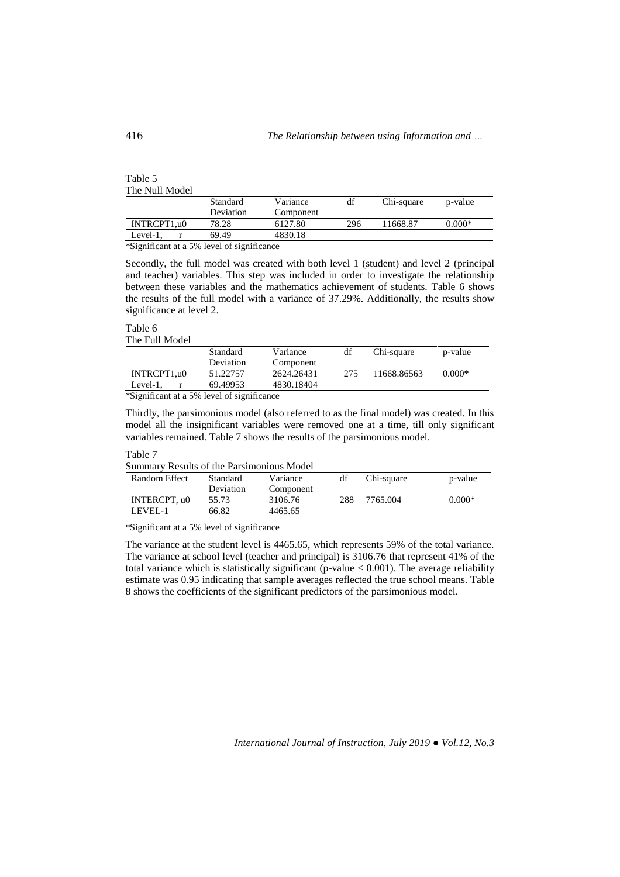Table 5

The Null Model

| | Standard Deviation | Variance Component | df | Chi-square | p-value |
|---|---|---|---|---|---|
| INTRCPT1,u0 | 78.28 | 6127.80 | 296 | 11668.87 | 0.000* |
| Level-1, r | 69.49 | 4830.18 | | | |

*Significant at a 5% level of significance

Secondly, the full model was created with both level 1 (student) and level 2 (principal and teacher) variables. This step was included in order to investigate the relationship between these variables and the mathematics achievement of students. Table 6 shows the results of the full model with a variance of 37.29%. Additionally, the results show significance at level 2.

Table 6

The Full Model

| | Standard Deviation | Variance Component | df | Chi-square | p-value |
|---|---|---|---|---|---|
| INTRCPT1,u0 | 51.22757 | 2624.26431 | 275 | 11668.86563 | 0.000* |
| Level-1, r | 69.49953 | 4830.18404 | | | |

*Significant at a 5% level of significance

Thirdly, the parsimonious model (also referred to as the final model) was created. In this model all the insignificant variables were removed one at a time, till only significant variables remained. Table 7 shows the results of the parsimonious model.

Table 7

Summary Results of the Parsimonious Model

| Random Effect | Standard Deviation | Variance Component | df | Chi-square | p-value |
|---|---|---|---|---|---|
| INTERCPT, u0 | 55.73 | 3106.76 | 288 | 7765.004 | 0.000* |
| LEVEL-1 | 66.82 | 4465.65 | | | |

*Significant at a 5% level of significance

The variance at the student level is 4465.65, which represents 59% of the total variance. The variance at school level (teacher and principal) is 3106.76 that represent 41% of the total variance which is statistically significant (p-value $< 0.001$). The average reliability estimate was 0.95 indicating that sample averages reflected the true school means. Table 8 shows the coefficients of the significant predictors of the parsimonious model.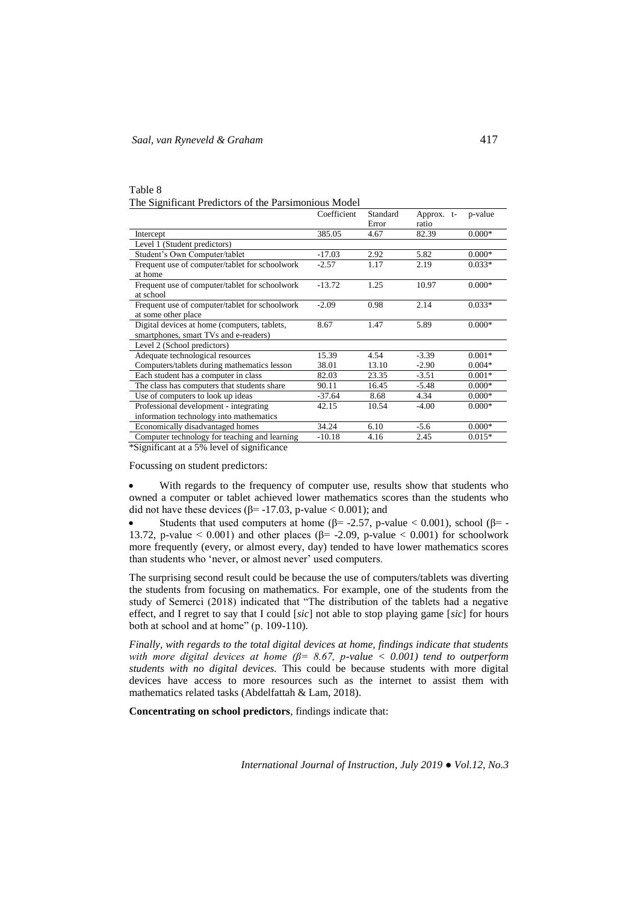Table 8
The Significant Predictors of the Parsimonious Model

| | Coefficient | Standard Error | Approx. t-ratio | p-value |
|---|---|---|---|---|
| Intercept | 385.05 | 4.67 | 82.39 | 0.000* |
| Level 1 (Student predictors) | | | | |
| Student's Own Computer/tablet | -17.03 | 2.92 | 5.82 | 0.000* |
| Frequent use of computer/tablet for schoolwork at home | -2.57 | 1.17 | 2.19 | 0.033* |
| Frequent use of computer/tablet for schoolwork at school | -13.72 | 1.25 | 10.97 | 0.000* |
| Frequent use of computer/tablet for schoolwork at some other place | -2.09 | 0.98 | 2.14 | 0.033* |
| Digital devices at home (computers, tablets, smartphones, smart TVs and e-readers) | 8.67 | 1.47 | 5.89 | 0.000* |
| Level 2 (School predictors) | | | | |
| Adequate technological resources | 15.39 | 4.54 | -3.39 | 0.001* |
| Computers/tablets during mathematics lesson | 38.01 | 13.10 | -2.90 | 0.004* |
| Each student has a computer in class | 82.03 | 23.35 | -3.51 | 0.001* |
| The class has computers that students share | 90.11 | 16.45 | -5.48 | 0.000* |
| Use of computers to look up ideas | -37.64 | 8.68 | 4.34 | 0.000* |
| Professional development - integrating information technology into mathematics | 42.15 | 10.54 | -4.00 | 0.000* |
| Economically disadvantaged homes | 34.24 | 6.10 | -5.6 | 0.000* |
| Computer technology for teaching and learning | -10.18 | 4.16 | 2.45 | 0.015* |

*Significant at a 5% level of significance

Focussing on student predictors:

- With regards to the frequency of computer use, results show that students who owned a computer or tablet achieved lower mathematics scores than the students who did not have these devices (β= -17.03, p-value < 0.001); and
- Students that used computers at home (β= -2.57, p-value < 0.001), school (β= -13.72, p-value < 0.001) and other places (β= -2.09, p-value < 0.001) for schoolwork more frequently (every, or almost every, day) tended to have lower mathematics scores than students who 'never, or almost never' used computers.

The surprising second result could be because the use of computers/tablets was diverting the students from focusing on mathematics. For example, one of the students from the study of Semerci (2018) indicated that "The distribution of the tablets had a negative effect, and I regret to say that I could [*sic*] not able to stop playing game [*sic*] for hours both at school and at home" (p. 109-110).

*Finally, with regards to the total digital devices at home, findings indicate that students with more digital devices at home (β= 8.67, p-value < 0.001) tend to outperform students with no digital devices.* This could be because students with more digital devices have access to more resources such as the internet to assist them with mathematics related tasks (Abdelfattah & Lam, 2018).

**Concentrating on school predictors**, findings indicate that: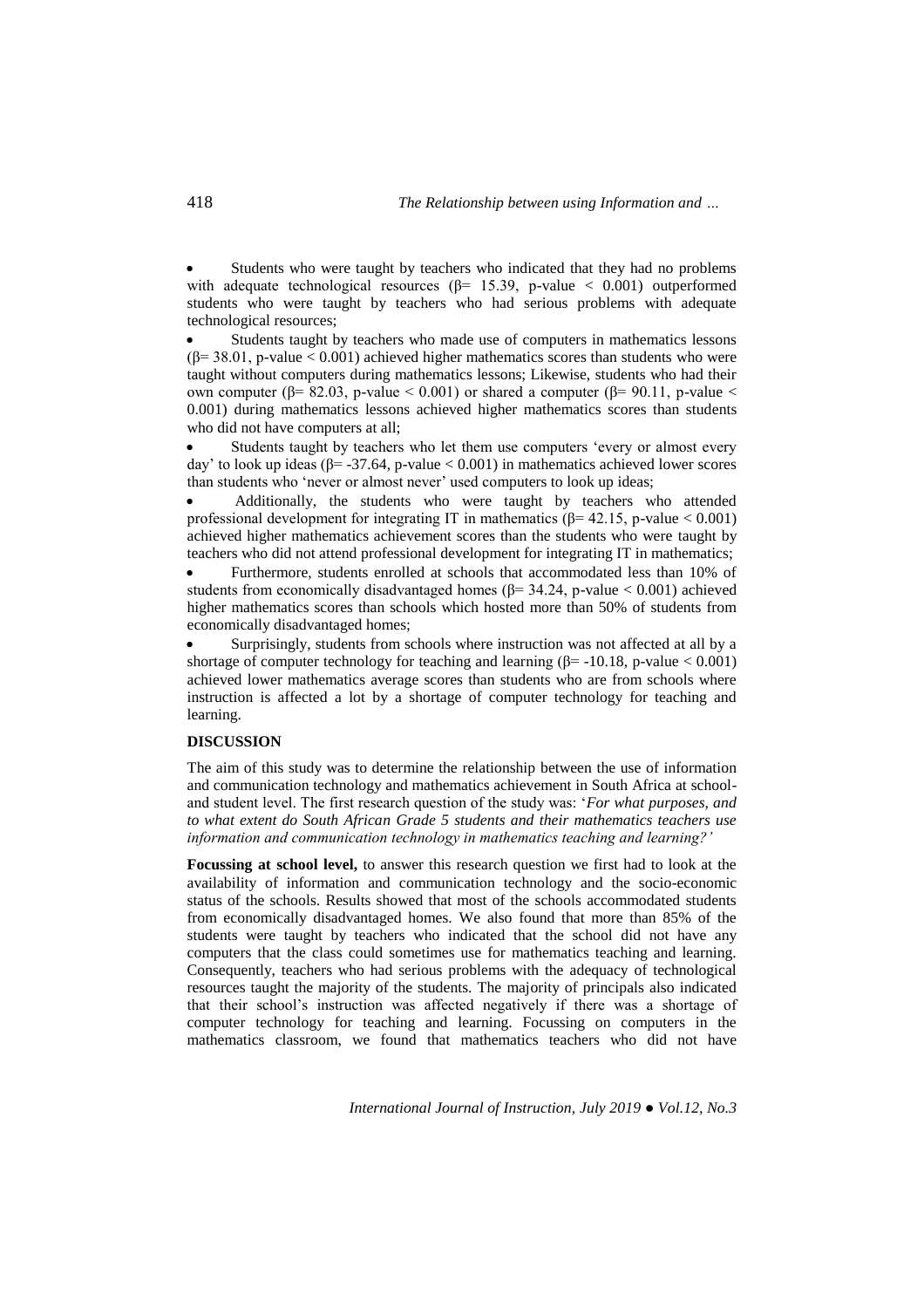- Students who were taught by teachers who indicated that they had no problems with adequate technological resources ($\beta = 15.39$, p-value $< 0.001$) outperformed students who were taught by teachers who had serious problems with adequate technological resources;
- Students taught by teachers who made use of computers in mathematics lessons ($\beta = 38.01$, p-value $< 0.001$) achieved higher mathematics scores than students who were taught without computers during mathematics lessons; Likewise, students who had their own computer ($\beta = 82.03$, p-value $< 0.001$) or shared a computer ($\beta = 90.11$, p-value $< 0.001$) during mathematics lessons achieved higher mathematics scores than students who did not have computers at all;
- Students taught by teachers who let them use computers 'every or almost every day' to look up ideas ($\beta = -37.64$, p-value $< 0.001$) in mathematics achieved lower scores than students who 'never or almost never' used computers to look up ideas;
- Additionally, the students who were taught by teachers who attended professional development for integrating IT in mathematics ($\beta = 42.15$, p-value $< 0.001$) achieved higher mathematics achievement scores than the students who were taught by teachers who did not attend professional development for integrating IT in mathematics;
- Furthermore, students enrolled at schools that accommodated less than 10% of students from economically disadvantaged homes ($\beta = 34.24$, p-value $< 0.001$) achieved higher mathematics scores than schools which hosted more than 50% of students from economically disadvantaged homes;
- Surprisingly, students from schools where instruction was not affected at all by a shortage of computer technology for teaching and learning ($\beta = -10.18$, p-value $< 0.001$) achieved lower mathematics average scores than students who are from schools where instruction is affected a lot by a shortage of computer technology for teaching and learning.

## DISCUSSION

The aim of this study was to determine the relationship between the use of information and communication technology and mathematics achievement in South Africa at school- and student level. The first research question of the study was: '*For what purposes, and to what extent do South African Grade 5 students and their mathematics teachers use information and communication technology in mathematics teaching and learning?'*

**Focussing at school level,** to answer this research question we first had to look at the availability of information and communication technology and the socio-economic status of the schools. Results showed that most of the schools accommodated students from economically disadvantaged homes. We also found that more than 85% of the students were taught by teachers who indicated that the school did not have any computers that the class could sometimes use for mathematics teaching and learning. Consequently, teachers who had serious problems with the adequacy of technological resources taught the majority of the students. The majority of principals also indicated that their school's instruction was affected negatively if there was a shortage of computer technology for teaching and learning. Focussing on computers in the mathematics classroom, we found that mathematics teachers who did not have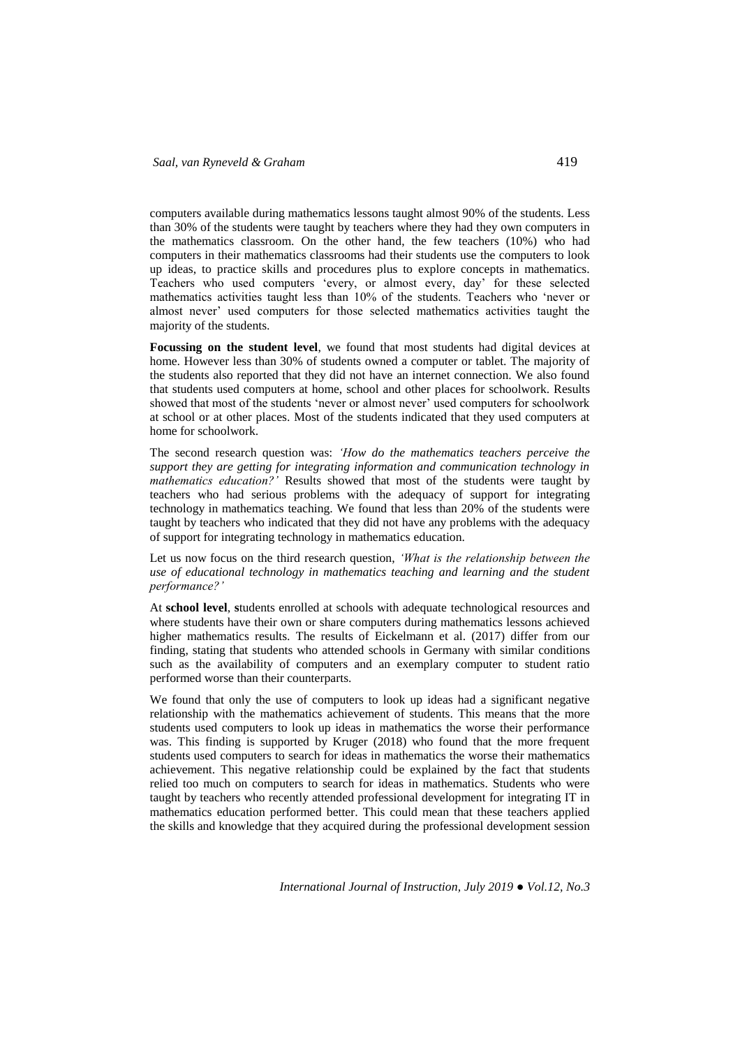computers available during mathematics lessons taught almost 90% of the students. Less than 30% of the students were taught by teachers where they had they own computers in the mathematics classroom. On the other hand, the few teachers (10%) who had computers in their mathematics classrooms had their students use the computers to look up ideas, to practice skills and procedures plus to explore concepts in mathematics. Teachers who used computers 'every, or almost every, day' for these selected mathematics activities taught less than 10% of the students. Teachers who 'never or almost never' used computers for those selected mathematics activities taught the majority of the students.

**Focussing on the student level**, we found that most students had digital devices at home. However less than 30% of students owned a computer or tablet. The majority of the students also reported that they did not have an internet connection. We also found that students used computers at home, school and other places for schoolwork. Results showed that most of the students 'never or almost never' used computers for schoolwork at school or at other places. Most of the students indicated that they used computers at home for schoolwork.

The second research question was: *'How do the mathematics teachers perceive the support they are getting for integrating information and communication technology in mathematics education?'* Results showed that most of the students were taught by teachers who had serious problems with the adequacy of support for integrating technology in mathematics teaching. We found that less than 20% of the students were taught by teachers who indicated that they did not have any problems with the adequacy of support for integrating technology in mathematics education.

Let us now focus on the third research question, *'What is the relationship between the use of educational technology in mathematics teaching and learning and the student performance?'*

At **school level**, **s**tudents enrolled at schools with adequate technological resources and where students have their own or share computers during mathematics lessons achieved higher mathematics results. The results of Eickelmann et al. (2017) differ from our finding, stating that students who attended schools in Germany with similar conditions such as the availability of computers and an exemplary computer to student ratio performed worse than their counterparts.

We found that only the use of computers to look up ideas had a significant negative relationship with the mathematics achievement of students. This means that the more students used computers to look up ideas in mathematics the worse their performance was. This finding is supported by Kruger (2018) who found that the more frequent students used computers to search for ideas in mathematics the worse their mathematics achievement. This negative relationship could be explained by the fact that students relied too much on computers to search for ideas in mathematics. Students who were taught by teachers who recently attended professional development for integrating IT in mathematics education performed better. This could mean that these teachers applied the skills and knowledge that they acquired during the professional development session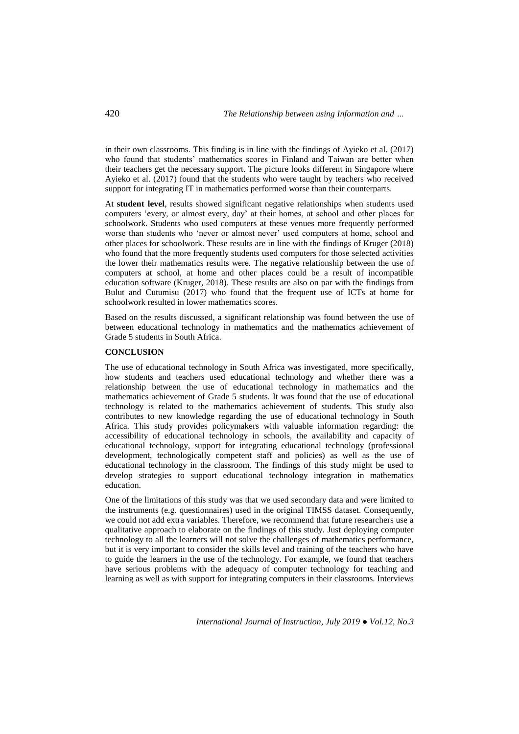in their own classrooms. This finding is in line with the findings of Ayieko et al. (2017) who found that students' mathematics scores in Finland and Taiwan are better when their teachers get the necessary support. The picture looks different in Singapore where Ayieko et al. (2017) found that the students who were taught by teachers who received support for integrating IT in mathematics performed worse than their counterparts.

At **student level**, results showed significant negative relationships when students used computers 'every, or almost every, day' at their homes, at school and other places for schoolwork. Students who used computers at these venues more frequently performed worse than students who 'never or almost never' used computers at home, school and other places for schoolwork. These results are in line with the findings of Kruger (2018) who found that the more frequently students used computers for those selected activities the lower their mathematics results were. The negative relationship between the use of computers at school, at home and other places could be a result of incompatible education software (Kruger, 2018). These results are also on par with the findings from Bulut and Cutumisu (2017) who found that the frequent use of ICTs at home for schoolwork resulted in lower mathematics scores.

Based on the results discussed, a significant relationship was found between the use of between educational technology in mathematics and the mathematics achievement of Grade 5 students in South Africa.

## CONCLUSION

The use of educational technology in South Africa was investigated, more specifically, how students and teachers used educational technology and whether there was a relationship between the use of educational technology in mathematics and the mathematics achievement of Grade 5 students. It was found that the use of educational technology is related to the mathematics achievement of students. This study also contributes to new knowledge regarding the use of educational technology in South Africa. This study provides policymakers with valuable information regarding: the accessibility of educational technology in schools, the availability and capacity of educational technology, support for integrating educational technology (professional development, technologically competent staff and policies) as well as the use of educational technology in the classroom. The findings of this study might be used to develop strategies to support educational technology integration in mathematics education.

One of the limitations of this study was that we used secondary data and were limited to the instruments (e.g. questionnaires) used in the original TIMSS dataset. Consequently, we could not add extra variables. Therefore, we recommend that future researchers use a qualitative approach to elaborate on the findings of this study. Just deploying computer technology to all the learners will not solve the challenges of mathematics performance, but it is very important to consider the skills level and training of the teachers who have to guide the learners in the use of the technology. For example, we found that teachers have serious problems with the adequacy of computer technology for teaching and learning as well as with support for integrating computers in their classrooms. Interviews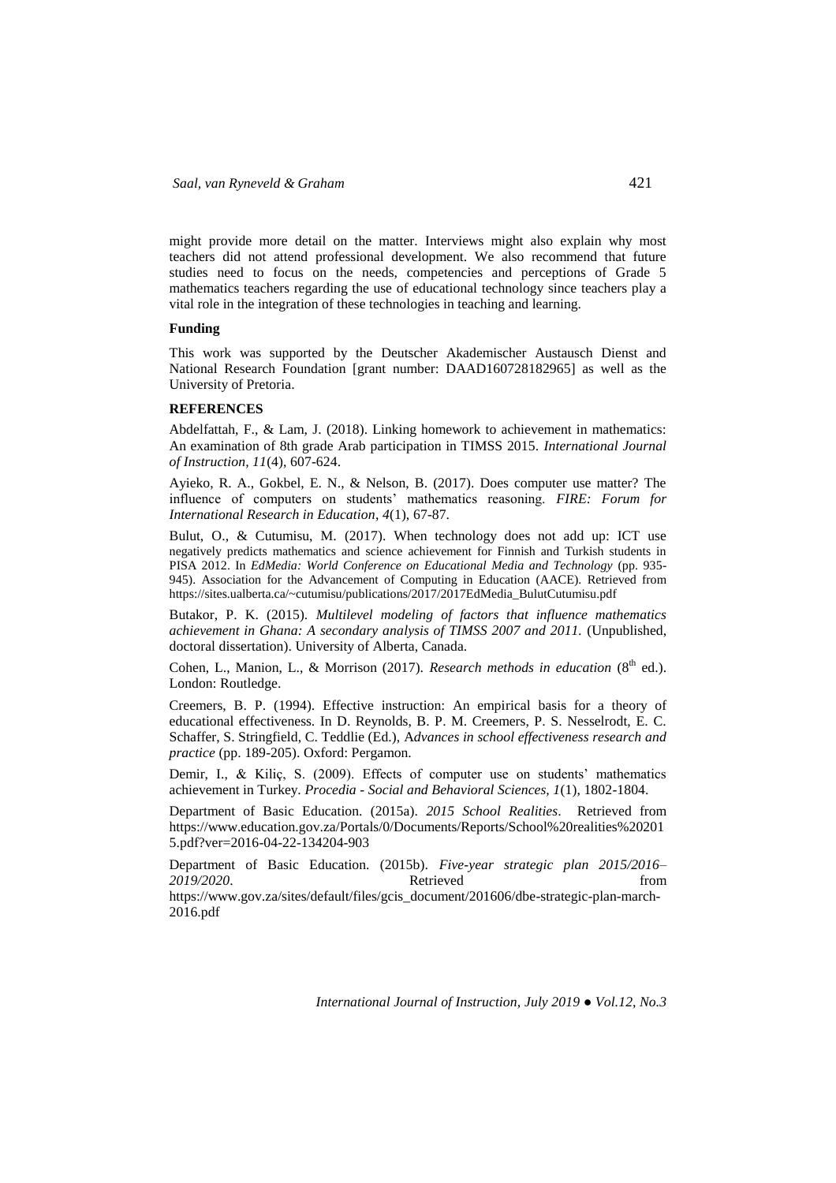might provide more detail on the matter. Interviews might also explain why most teachers did not attend professional development. We also recommend that future studies need to focus on the needs, competencies and perceptions of Grade 5 mathematics teachers regarding the use of educational technology since teachers play a vital role in the integration of these technologies in teaching and learning.

**Funding**

This work was supported by the Deutscher Akademischer Austausch Dienst and National Research Foundation [grant number: DAAD160728182965] as well as the University of Pretoria.

**REFERENCES**

Abdelfattah, F., & Lam, J. (2018). Linking homework to achievement in mathematics: An examination of 8th grade Arab participation in TIMSS 2015. *International Journal of Instruction*, *11*(4), 607-624.

Ayieko, R. A., Gokbel, E. N., & Nelson, B. (2017). Does computer use matter? The influence of computers on students' mathematics reasoning. *FIRE: Forum for International Research in Education*, *4*(1), 67-87.

Bulut, O., & Cutumisu, M. (2017). When technology does not add up: ICT use negatively predicts mathematics and science achievement for Finnish and Turkish students in PISA 2012. In *EdMedia: World Conference on Educational Media and Technology* (pp. 935-945). Association for the Advancement of Computing in Education (AACE). Retrieved from https://sites.ualberta.ca/~cutumisu/publications/2017/2017EdMedia_BulutCutumisu.pdf

Butakor, P. K. (2015). *Multilevel modeling of factors that influence mathematics achievement in Ghana: A secondary analysis of TIMSS 2007 and 2011.* (Unpublished, doctoral dissertation). University of Alberta, Canada.

Cohen, L., Manion, L., & Morrison (2017). *Research methods in education* (8th ed.). London: Routledge.

Creemers, B. P. (1994). Effective instruction: An empirical basis for a theory of educational effectiveness. In D. Reynolds, B. P. M. Creemers, P. S. Nesselrodt, E. C. Schaffer, S. Stringfield, C. Teddlie (Ed.), A*dvances in school effectiveness research and practice* (pp. 189-205). Oxford: Pergamon.

Demir, I., & Kiliç, S. (2009). Effects of computer use on students' mathematics achievement in Turkey. *Procedia - Social and Behavioral Sciences*, *1*(1), 1802-1804.

Department of Basic Education. (2015a). *2015 School Realities*. Retrieved from https://www.education.gov.za/Portals/0/Documents/Reports/School%20realities%202015.pdf?ver=2016-04-22-134204-903

Department of Basic Education. (2015b). *Five-year strategic plan 2015/2016–2019/2020*. Retrieved from https://www.gov.za/sites/default/files/gcis_document/201606/dbe-strategic-plan-march-2016.pdf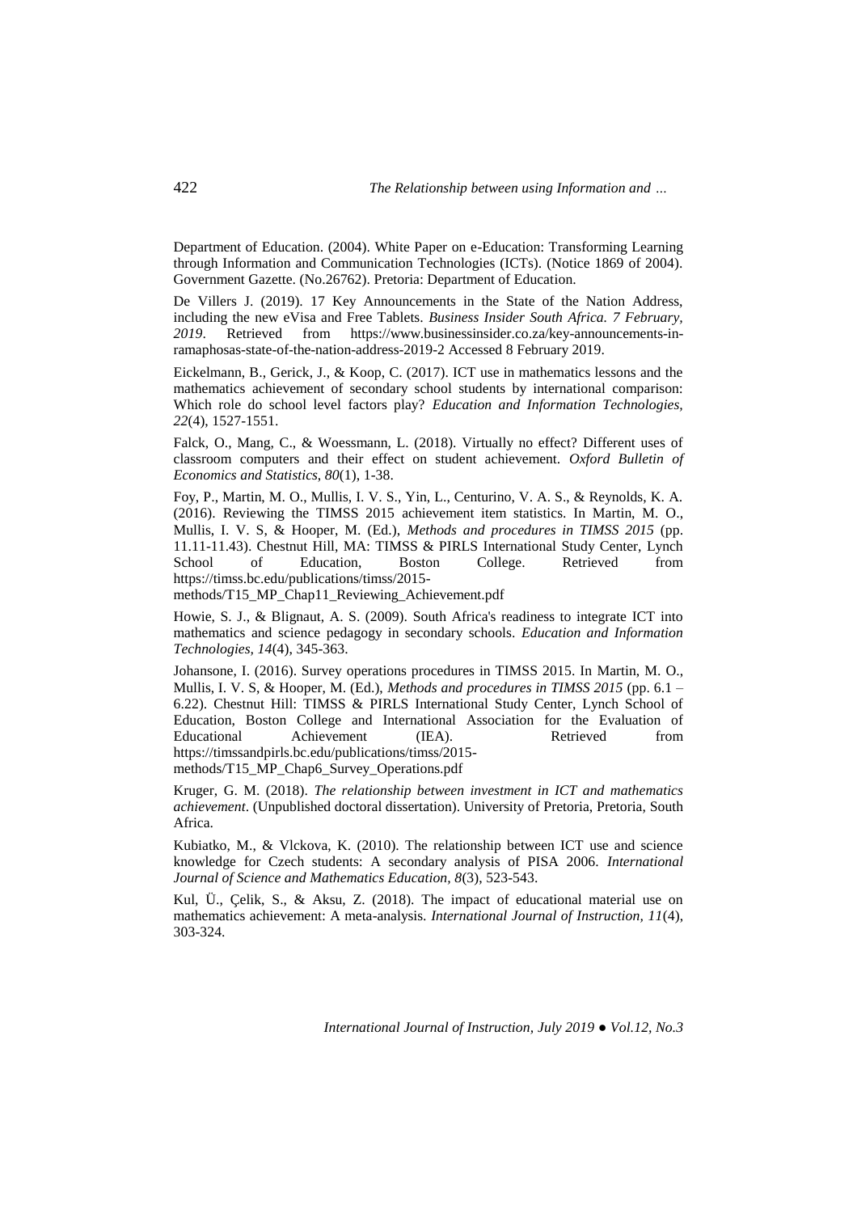Department of Education. (2004). White Paper on e-Education: Transforming Learning through Information and Communication Technologies (ICTs). (Notice 1869 of 2004). Government Gazette. (No.26762). Pretoria: Department of Education.

De Villers J. (2019). 17 Key Announcements in the State of the Nation Address, including the new eVisa and Free Tablets. *Business Insider South Africa. 7 February, 2019*. Retrieved from https://www.businessinsider.co.za/key-announcements-in-ramaphosas-state-of-the-nation-address-2019-2 Accessed 8 February 2019.

Eickelmann, B., Gerick, J., & Koop, C. (2017). ICT use in mathematics lessons and the mathematics achievement of secondary school students by international comparison: Which role do school level factors play? *Education and Information Technologies, 22*(4), 1527-1551.

Falck, O., Mang, C., & Woessmann, L. (2018). Virtually no effect? Different uses of classroom computers and their effect on student achievement. *Oxford Bulletin of Economics and Statistics, 80*(1), 1-38.

Foy, P., Martin, M. O., Mullis, I. V. S., Yin, L., Centurino, V. A. S., & Reynolds, K. A. (2016). Reviewing the TIMSS 2015 achievement item statistics. In Martin, M. O., Mullis, I. V. S, & Hooper, M. (Ed.), *Methods and procedures in TIMSS 2015* (pp. 11.11-11.43). Chestnut Hill, MA: TIMSS & PIRLS International Study Center, Lynch School of Education, Boston College. Retrieved from https://timss.bc.edu/publications/timss/2015-methods/T15_MP_Chap11_Reviewing_Achievement.pdf

Howie, S. J., & Blignaut, A. S. (2009). South Africa's readiness to integrate ICT into mathematics and science pedagogy in secondary schools. *Education and Information Technologies, 14*(4), 345-363.

Johansone, I. (2016). Survey operations procedures in TIMSS 2015. In Martin, M. O., Mullis, I. V. S, & Hooper, M. (Ed.), *Methods and procedures in TIMSS 2015* (pp. 6.1 – 6.22). Chestnut Hill: TIMSS & PIRLS International Study Center, Lynch School of Education, Boston College and International Association for the Evaluation of Educational Achievement (IEA). Retrieved from https://timssandpirls.bc.edu/publications/timss/2015-methods/T15_MP_Chap6_Survey_Operations.pdf

Kruger, G. M. (2018). *The relationship between investment in ICT and mathematics achievement*. (Unpublished doctoral dissertation). University of Pretoria, Pretoria, South Africa.

Kubiatko, M., & Vlckova, K. (2010). The relationship between ICT use and science knowledge for Czech students: A secondary analysis of PISA 2006. *International Journal of Science and Mathematics Education, 8*(3), 523-543.

Kul, Ü., Çelik, S., & Aksu, Z. (2018). The impact of educational material use on mathematics achievement: A meta-analysis. *International Journal of Instruction, 11*(4), 303-324.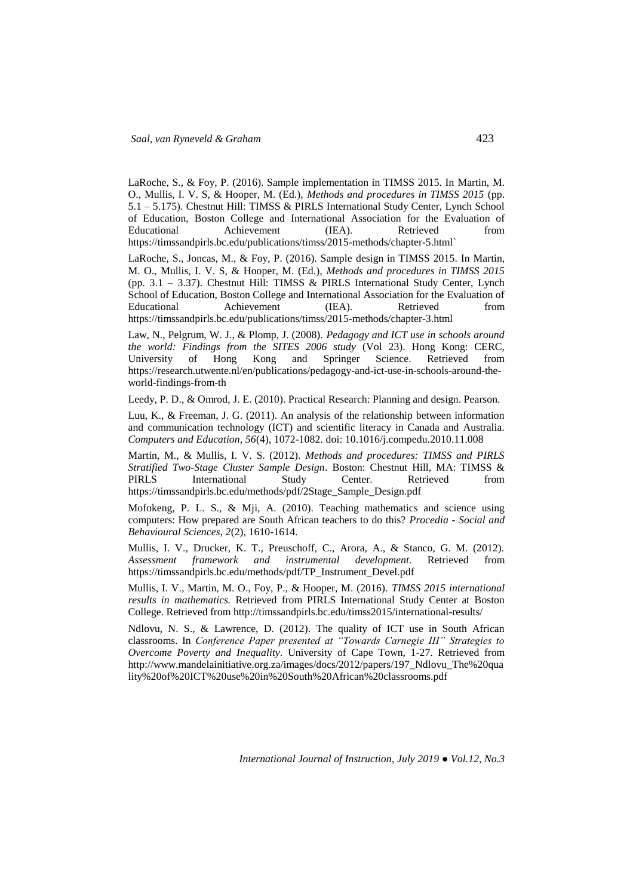LaRoche, S., & Foy, P. (2016). Sample implementation in TIMSS 2015. In Martin, M. O., Mullis, I. V. S, & Hooper, M. (Ed.), *Methods and procedures in TIMSS 2015* (pp. 5.1 – 5.175). Chestnut Hill: TIMSS & PIRLS International Study Center, Lynch School of Education, Boston College and International Association for the Evaluation of Educational Achievement (IEA). Retrieved from https://timssandpirls.bc.edu/publications/timss/2015-methods/chapter-5.html`

LaRoche, S., Joncas, M., & Foy, P. (2016). Sample design in TIMSS 2015. In Martin, M. O., Mullis, I. V. S, & Hooper, M. (Ed.), *Methods and procedures in TIMSS 2015* (pp. 3.1 – 3.37). Chestnut Hill: TIMSS & PIRLS International Study Center, Lynch School of Education, Boston College and International Association for the Evaluation of Educational Achievement (IEA). Retrieved from https://timssandpirls.bc.edu/publications/timss/2015-methods/chapter-3.html

Law, N., Pelgrum, W. J., & Plomp, J. (2008). *Pedagogy and ICT use in schools around the world: Findings from the SITES 2006 study* (Vol 23). Hong Kong: CERC, University of Hong Kong and Springer Science. Retrieved from https://research.utwente.nl/en/publications/pedagogy-and-ict-use-in-schools-around-the-world-findings-from-th

Leedy, P. D., & Omrod, J. E. (2010). Practical Research: Planning and design. Pearson.

Luu, K., & Freeman, J. G. (2011). An analysis of the relationship between information and communication technology (ICT) and scientific literacy in Canada and Australia. *Computers and Education, 56*(4), 1072-1082. doi: 10.1016/j.compedu.2010.11.008

Martin, M., & Mullis, I. V. S. (2012). *Methods and procedures: TIMSS and PIRLS Stratified Two-Stage Cluster Sample Design*. Boston: Chestnut Hill, MA: TIMSS & PIRLS International Study Center. Retrieved from https://timssandpirls.bc.edu/methods/pdf/2Stage_Sample_Design.pdf

Mofokeng, P. L. S., & Mji, A. (2010). Teaching mathematics and science using computers: How prepared are South African teachers to do this? *Procedia - Social and Behavioural Sciences, 2*(2), 1610-1614.

Mullis, I. V., Drucker, K. T., Preuschoff, C., Arora, A., & Stanco, G. M. (2012). *Assessment framework and instrumental development*. Retrieved from https://timssandpirls.bc.edu/methods/pdf/TP_Instrument_Devel.pdf

Mullis, I. V., Martin, M. O., Foy, P., & Hooper, M. (2016). *TIMSS 2015 international results in mathematics.* Retrieved from PIRLS International Study Center at Boston College. Retrieved from http://timssandpirls.bc.edu/timss2015/international-results/

Ndlovu, N. S., & Lawrence, D. (2012). The quality of ICT use in South African classrooms. In *Conference Paper presented at "Towards Carnegie III" Strategies to Overcome Poverty and Inequality*. University of Cape Town, 1-27. Retrieved from http://www.mandelainitiative.org.za/images/docs/2012/papers/197_Ndlovu_The%20quality%20of%20ICT%20use%20in%20South%20African%20classrooms.pdf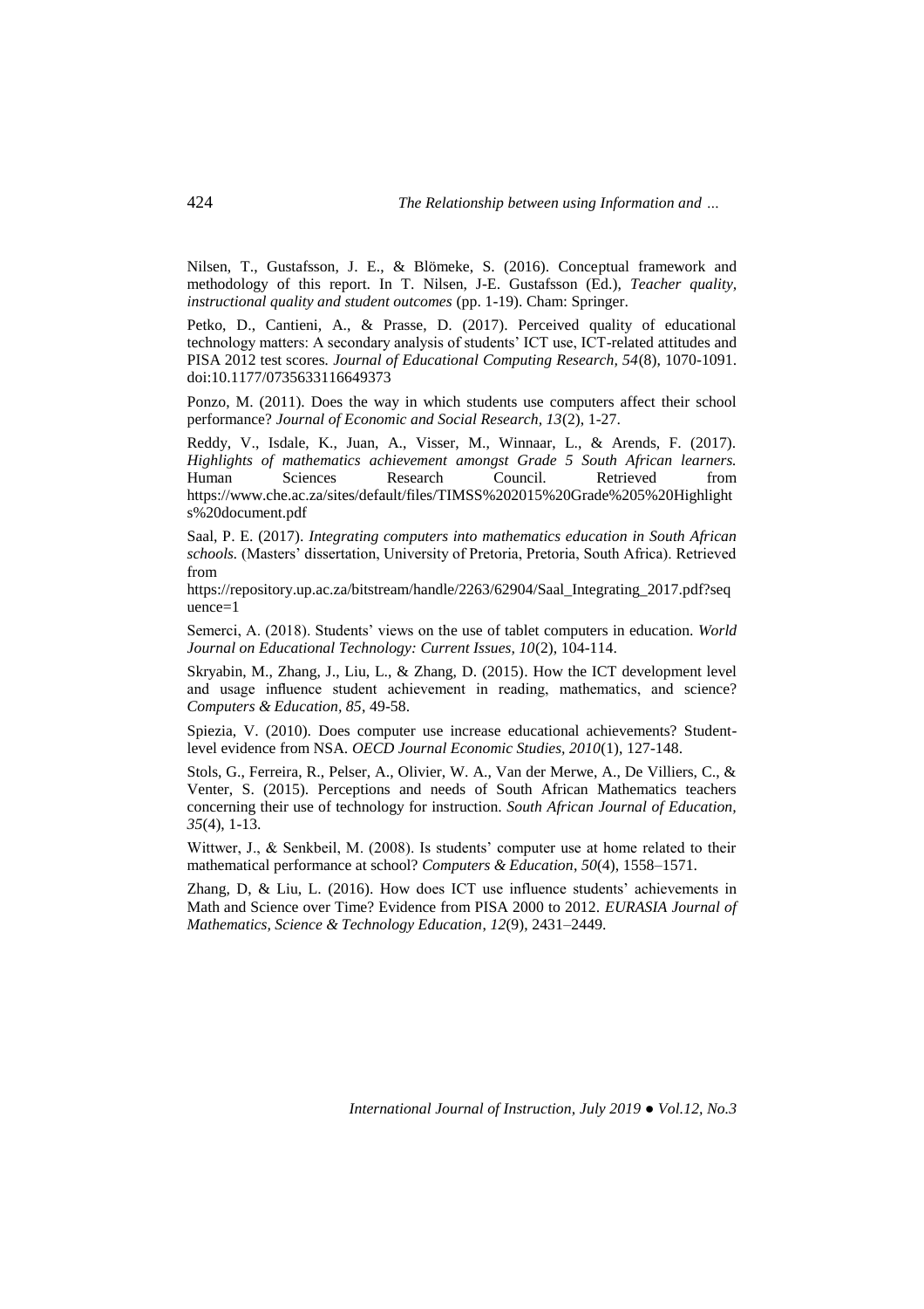Nilsen, T., Gustafsson, J. E., & Blömeke, S. (2016). Conceptual framework and methodology of this report. In T. Nilsen, J-E. Gustafsson (Ed.), *Teacher quality, instructional quality and student outcomes* (pp. 1-19). Cham: Springer.

Petko, D., Cantieni, A., & Prasse, D. (2017). Perceived quality of educational technology matters: A secondary analysis of students' ICT use, ICT-related attitudes and PISA 2012 test scores. *Journal of Educational Computing Research, 54*(8), 1070-1091. doi:10.1177/0735633116649373

Ponzo, M. (2011). Does the way in which students use computers affect their school performance? *Journal of Economic and Social Research, 13*(2), 1-27.

Reddy, V., Isdale, K., Juan, A., Visser, M., Winnaar, L., & Arends, F. (2017). *Highlights of mathematics achievement amongst Grade 5 South African learners.* Human Sciences Research Council. Retrieved from https://www.che.ac.za/sites/default/files/TIMSS%202015%20Grade%205%20Highlights%20document.pdf

Saal, P. E. (2017). *Integrating computers into mathematics education in South African schools.* (Masters' dissertation, University of Pretoria, Pretoria, South Africa). Retrieved from https://repository.up.ac.za/bitstream/handle/2263/62904/Saal_Integrating_2017.pdf?sequence=1

Semerci, A. (2018). Students' views on the use of tablet computers in education. *World Journal on Educational Technology: Current Issues, 10*(2), 104-114.

Skryabin, M., Zhang, J., Liu, L., & Zhang, D. (2015). How the ICT development level and usage influence student achievement in reading, mathematics, and science? *Computers & Education, 85*, 49-58.

Spiezia, V. (2010). Does computer use increase educational achievements? Student-level evidence from NSA. *OECD Journal Economic Studies, 2010*(1), 127-148.

Stols, G., Ferreira, R., Pelser, A., Olivier, W. A., Van der Merwe, A., De Villiers, C., & Venter, S. (2015). Perceptions and needs of South African Mathematics teachers concerning their use of technology for instruction. *South African Journal of Education, 35*(4), 1-13.

Wittwer, J., & Senkbeil, M. (2008). Is students' computer use at home related to their mathematical performance at school? *Computers & Education*, *50*(4), 1558–1571.

Zhang, D, & Liu, L. (2016). How does ICT use influence students' achievements in Math and Science over Time? Evidence from PISA 2000 to 2012. *EURASIA Journal of Mathematics, Science & Technology Education*, *12*(9), 2431–2449.